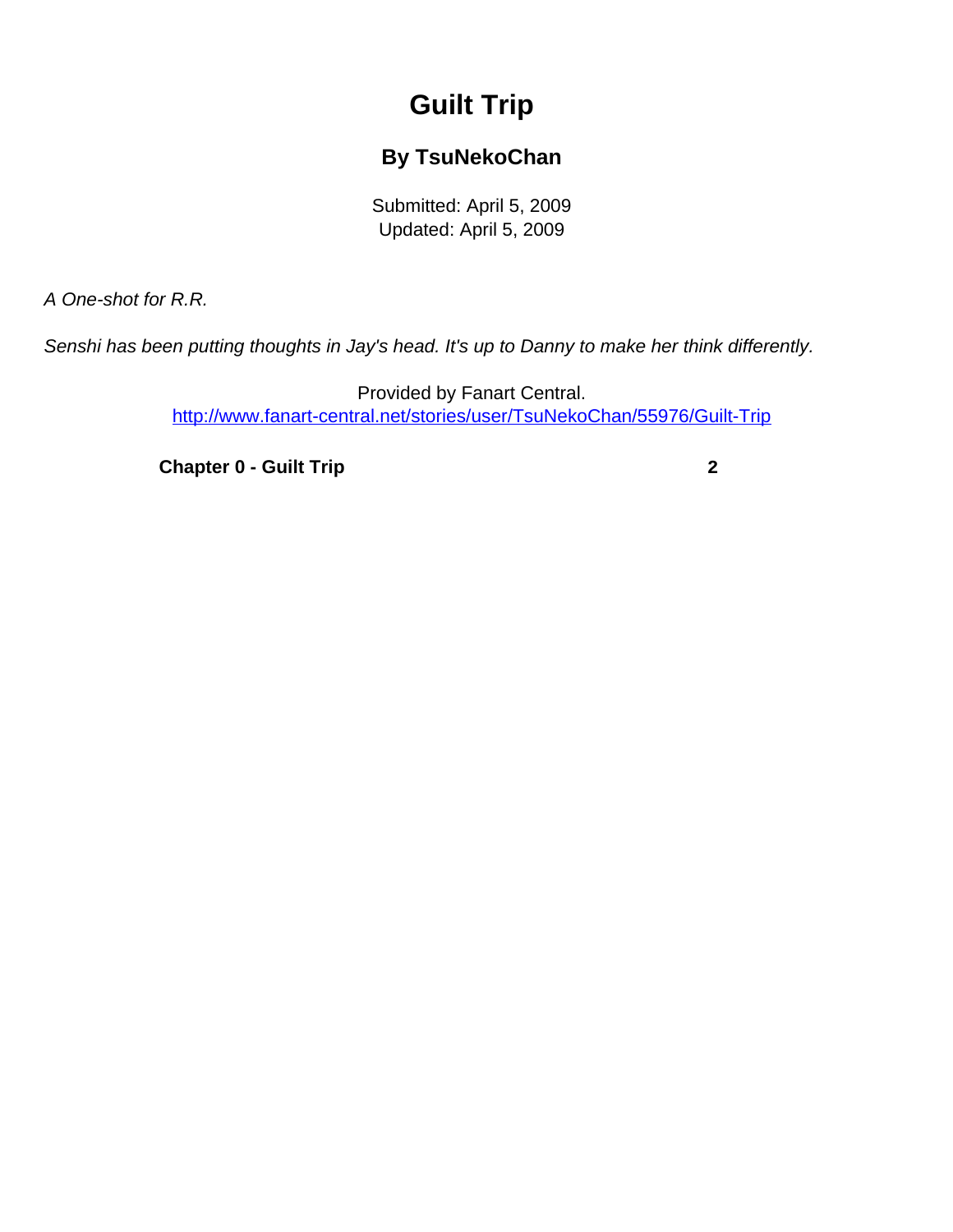# Guilt Trip

## By TsuNekoChan

Submitted: April 5, 2009
Updated: April 5, 2009

*A One-shot for R.R.*

*Senshi has been putting thoughts in Jay's head. It's up to Danny to make her think differently.*

Provided by Fanart Central.
http://www.fanart-central.net/stories/user/TsuNekoChan/55976/Guilt-Trip

| | |
|---|---|
| **Chapter 0 - Guilt Trip** | **2** |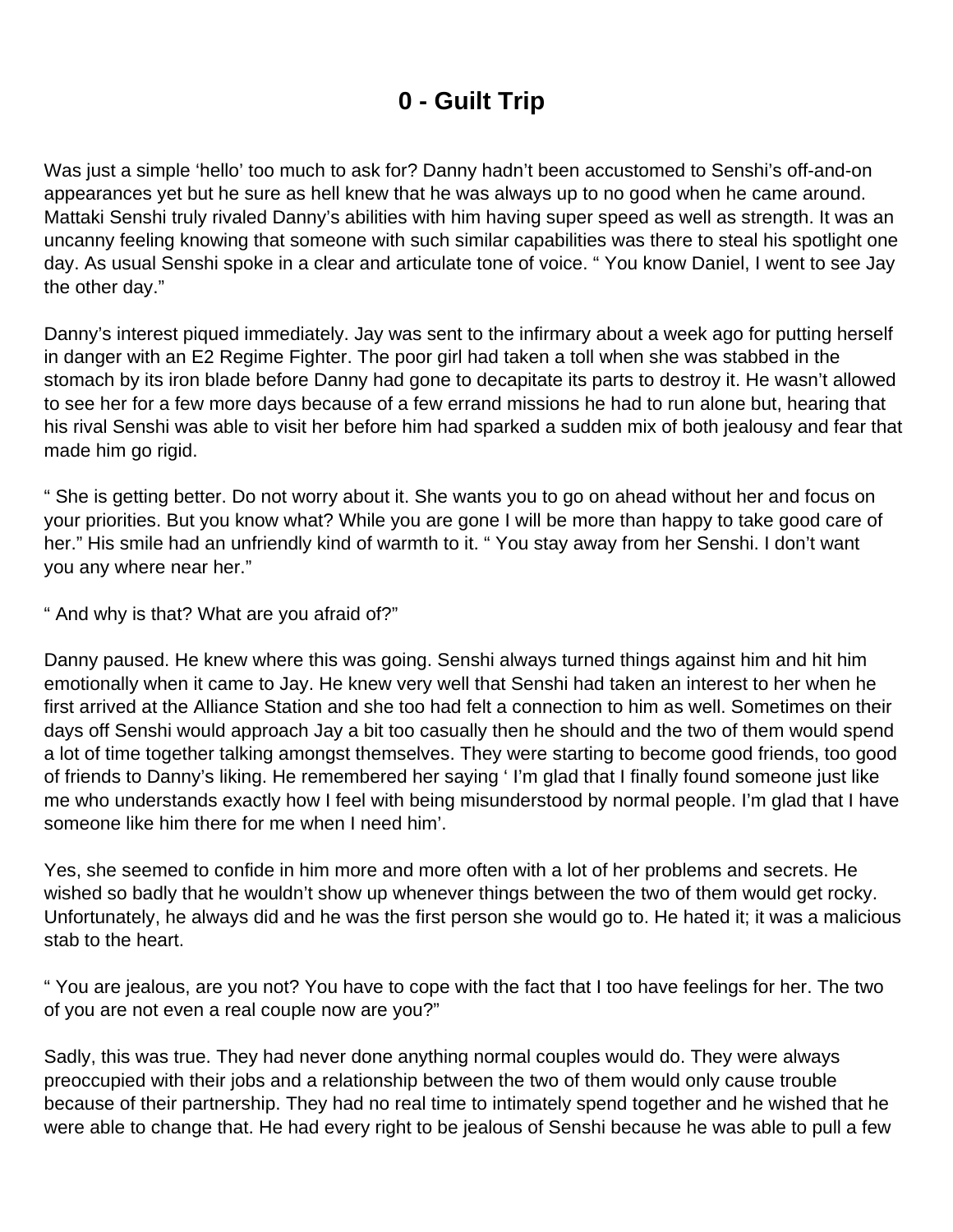# 0 - Guilt Trip

Was just a simple 'hello' too much to ask for? Danny hadn't been accustomed to Senshi's off-and-on appearances yet but he sure as hell knew that he was always up to no good when he came around. Mattaki Senshi truly rivaled Danny's abilities with him having super speed as well as strength. It was an uncanny feeling knowing that someone with such similar capabilities was there to steal his spotlight one day. As usual Senshi spoke in a clear and articulate tone of voice. " You know Daniel, I went to see Jay the other day."

Danny's interest piqued immediately. Jay was sent to the infirmary about a week ago for putting herself in danger with an E2 Regime Fighter. The poor girl had taken a toll when she was stabbed in the stomach by its iron blade before Danny had gone to decapitate its parts to destroy it. He wasn't allowed to see her for a few more days because of a few errand missions he had to run alone but, hearing that his rival Senshi was able to visit her before him had sparked a sudden mix of both jealousy and fear that made him go rigid.

" She is getting better. Do not worry about it. She wants you to go on ahead without her and focus on your priorities. But you know what? While you are gone I will be more than happy to take good care of her." His smile had an unfriendly kind of warmth to it. " You stay away from her Senshi. I don't want you any where near her."

" And why is that? What are you afraid of?"

Danny paused. He knew where this was going. Senshi always turned things against him and hit him emotionally when it came to Jay. He knew very well that Senshi had taken an interest to her when he first arrived at the Alliance Station and she too had felt a connection to him as well. Sometimes on their days off Senshi would approach Jay a bit too casually then he should and the two of them would spend a lot of time together talking amongst themselves. They were starting to become good friends, too good of friends to Danny's liking. He remembered her saying ' I'm glad that I finally found someone just like me who understands exactly how I feel with being misunderstood by normal people. I'm glad that I have someone like him there for me when I need him'.

Yes, she seemed to confide in him more and more often with a lot of her problems and secrets. He wished so badly that he wouldn't show up whenever things between the two of them would get rocky. Unfortunately, he always did and he was the first person she would go to. He hated it; it was a malicious stab to the heart.

" You are jealous, are you not? You have to cope with the fact that I too have feelings for her. The two of you are not even a real couple now are you?"

Sadly, this was true. They had never done anything normal couples would do. They were always preoccupied with their jobs and a relationship between the two of them would only cause trouble because of their partnership. They had no real time to intimately spend together and he wished that he were able to change that. He had every right to be jealous of Senshi because he was able to pull a few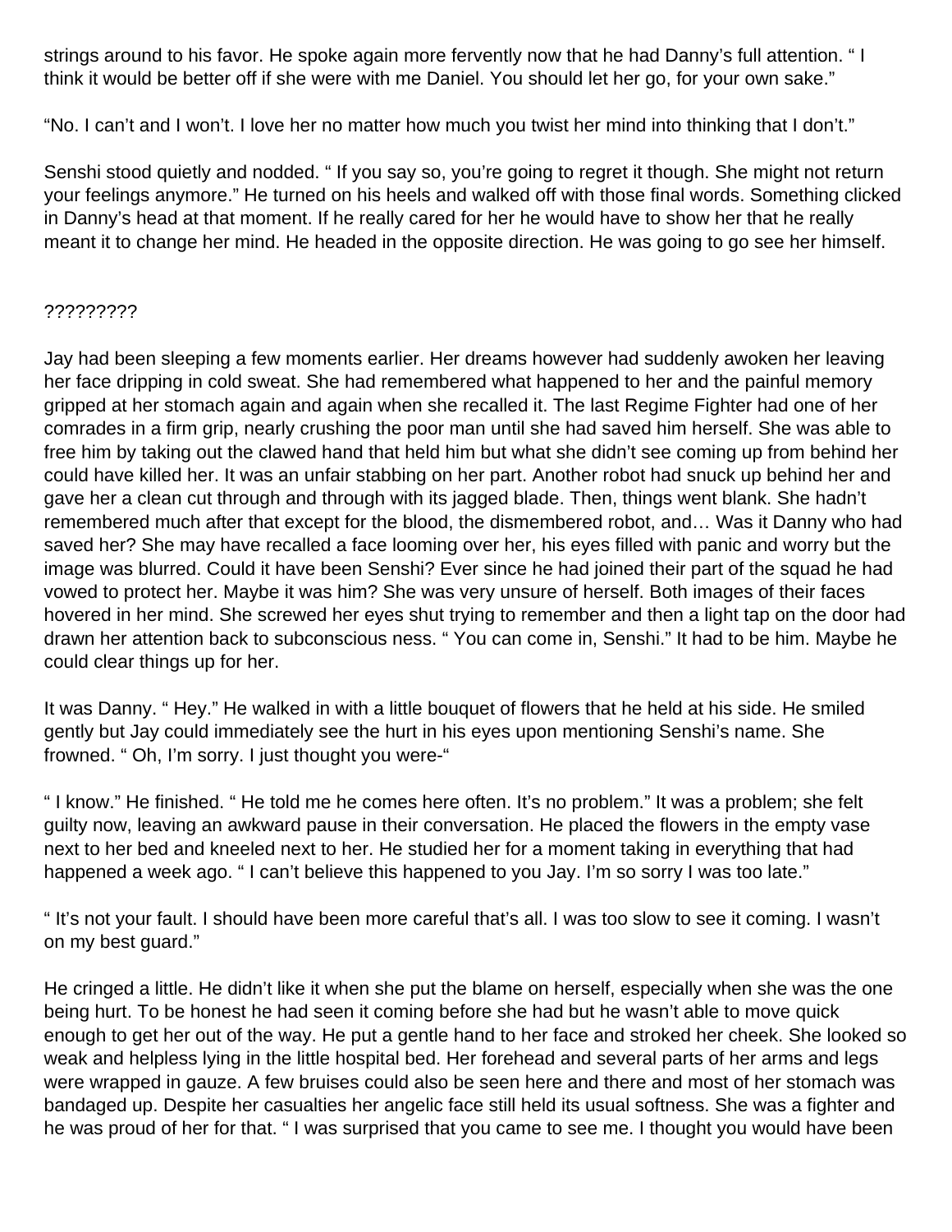strings around to his favor. He spoke again more fervently now that he had Danny's full attention. " I think it would be better off if she were with me Daniel. You should let her go, for your own sake."

"No. I can't and I won't. I love her no matter how much you twist her mind into thinking that I don't."

Senshi stood quietly and nodded. " If you say so, you're going to regret it though. She might not return your feelings anymore." He turned on his heels and walked off with those final words. Something clicked in Danny's head at that moment. If he really cared for her he would have to show her that he really meant it to change her mind. He headed in the opposite direction. He was going to go see her himself.

?????????

Jay had been sleeping a few moments earlier. Her dreams however had suddenly awoken her leaving her face dripping in cold sweat. She had remembered what happened to her and the painful memory gripped at her stomach again and again when she recalled it. The last Regime Fighter had one of her comrades in a firm grip, nearly crushing the poor man until she had saved him herself. She was able to free him by taking out the clawed hand that held him but what she didn't see coming up from behind her could have killed her. It was an unfair stabbing on her part. Another robot had snuck up behind her and gave her a clean cut through and through with its jagged blade. Then, things went blank. She hadn't remembered much after that except for the blood, the dismembered robot, and… Was it Danny who had saved her? She may have recalled a face looming over her, his eyes filled with panic and worry but the image was blurred. Could it have been Senshi? Ever since he had joined their part of the squad he had vowed to protect her. Maybe it was him? She was very unsure of herself. Both images of their faces hovered in her mind. She screwed her eyes shut trying to remember and then a light tap on the door had drawn her attention back to subconscious ness. " You can come in, Senshi." It had to be him. Maybe he could clear things up for her.

It was Danny. " Hey." He walked in with a little bouquet of flowers that he held at his side. He smiled gently but Jay could immediately see the hurt in his eyes upon mentioning Senshi's name. She frowned. " Oh, I'm sorry. I just thought you were-"

" I know." He finished. " He told me he comes here often. It's no problem." It was a problem; she felt guilty now, leaving an awkward pause in their conversation. He placed the flowers in the empty vase next to her bed and kneeled next to her. He studied her for a moment taking in everything that had happened a week ago. " I can't believe this happened to you Jay. I'm so sorry I was too late."

" It's not your fault. I should have been more careful that's all. I was too slow to see it coming. I wasn't on my best guard."

He cringed a little. He didn't like it when she put the blame on herself, especially when she was the one being hurt. To be honest he had seen it coming before she had but he wasn't able to move quick enough to get her out of the way. He put a gentle hand to her face and stroked her cheek. She looked so weak and helpless lying in the little hospital bed. Her forehead and several parts of her arms and legs were wrapped in gauze. A few bruises could also be seen here and there and most of her stomach was bandaged up. Despite her casualties her angelic face still held its usual softness. She was a fighter and he was proud of her for that. " I was surprised that you came to see me. I thought you would have been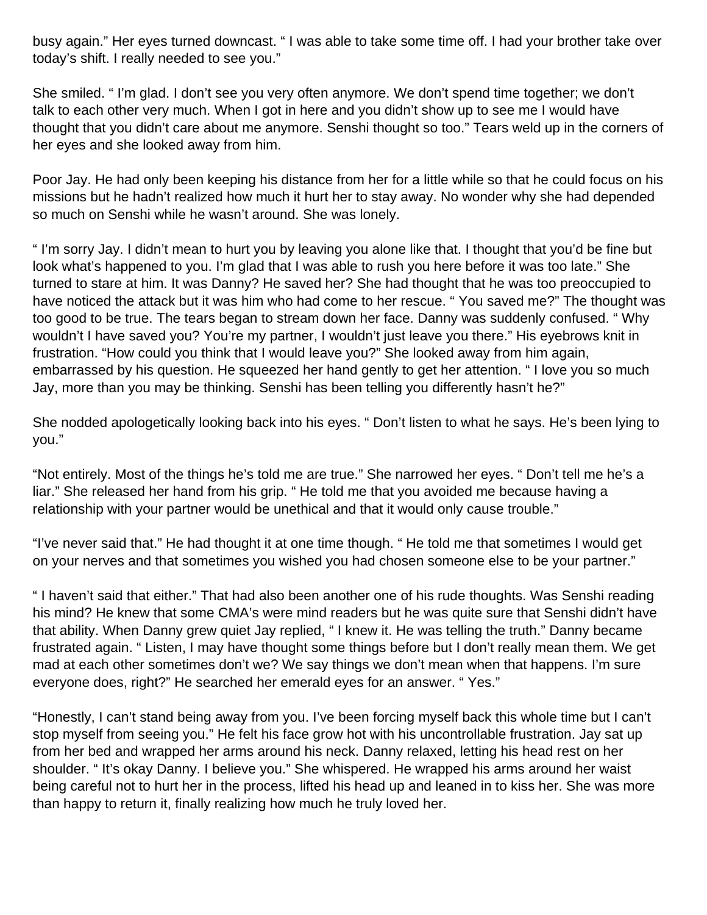busy again." Her eyes turned downcast. " I was able to take some time off. I had your brother take over today's shift. I really needed to see you."

She smiled. " I'm glad. I don't see you very often anymore. We don't spend time together; we don't talk to each other very much. When I got in here and you didn't show up to see me I would have thought that you didn't care about me anymore. Senshi thought so too." Tears weld up in the corners of her eyes and she looked away from him.

Poor Jay. He had only been keeping his distance from her for a little while so that he could focus on his missions but he hadn't realized how much it hurt her to stay away. No wonder why she had depended so much on Senshi while he wasn't around. She was lonely.

" I'm sorry Jay. I didn't mean to hurt you by leaving you alone like that. I thought that you'd be fine but look what's happened to you. I'm glad that I was able to rush you here before it was too late." She turned to stare at him. It was Danny? He saved her? She had thought that he was too preoccupied to have noticed the attack but it was him who had come to her rescue. " You saved me?" The thought was too good to be true. The tears began to stream down her face. Danny was suddenly confused. " Why wouldn't I have saved you? You're my partner, I wouldn't just leave you there." His eyebrows knit in frustration. "How could you think that I would leave you?" She looked away from him again, embarrassed by his question. He squeezed her hand gently to get her attention. " I love you so much Jay, more than you may be thinking. Senshi has been telling you differently hasn't he?"

She nodded apologetically looking back into his eyes. " Don't listen to what he says. He's been lying to you."

"Not entirely. Most of the things he's told me are true." She narrowed her eyes. " Don't tell me he's a liar." She released her hand from his grip. " He told me that you avoided me because having a relationship with your partner would be unethical and that it would only cause trouble."

"I've never said that." He had thought it at one time though. " He told me that sometimes I would get on your nerves and that sometimes you wished you had chosen someone else to be your partner."

" I haven't said that either." That had also been another one of his rude thoughts. Was Senshi reading his mind? He knew that some CMA's were mind readers but he was quite sure that Senshi didn't have that ability. When Danny grew quiet Jay replied, " I knew it. He was telling the truth." Danny became frustrated again. " Listen, I may have thought some things before but I don't really mean them. We get mad at each other sometimes don't we? We say things we don't mean when that happens. I'm sure everyone does, right?" He searched her emerald eyes for an answer. " Yes."

"Honestly, I can't stand being away from you. I've been forcing myself back this whole time but I can't stop myself from seeing you." He felt his face grow hot with his uncontrollable frustration. Jay sat up from her bed and wrapped her arms around his neck. Danny relaxed, letting his head rest on her shoulder. " It's okay Danny. I believe you." She whispered. He wrapped his arms around her waist being careful not to hurt her in the process, lifted his head up and leaned in to kiss her. She was more than happy to return it, finally realizing how much he truly loved her.